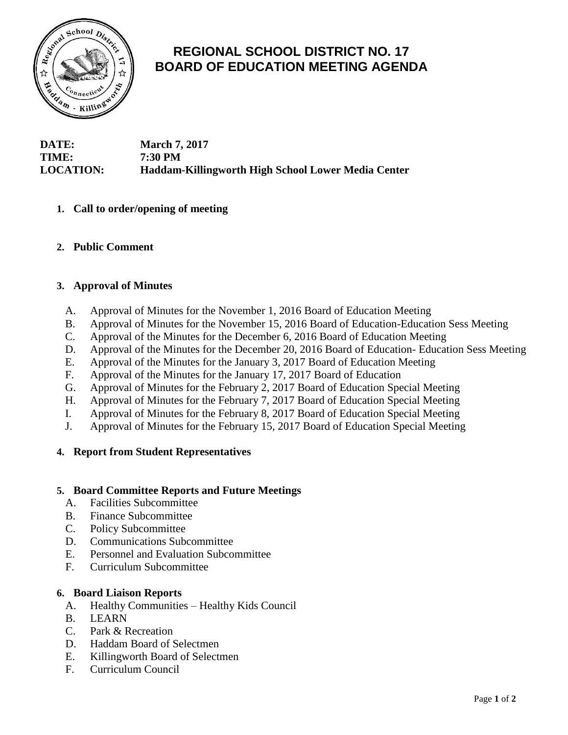# REGIONAL SCHOOL DISTRICT NO. 17
# BOARD OF EDUCATION MEETING AGENDA

**DATE:** **March 7, 2017**
**TIME:** **7:30 PM**
**LOCATION:** **Haddam-Killingworth High School Lower Media Center**

1. **Call to order/opening of meeting**

2. **Public Comment**

3. **Approval of Minutes**

   A. Approval of Minutes for the November 1, 2016 Board of Education Meeting
   B. Approval of Minutes for the November 15, 2016 Board of Education-Education Sess Meeting
   C. Approval of the Minutes for the December 6, 2016 Board of Education Meeting
   D. Approval of the Minutes for the December 20, 2016 Board of Education- Education Sess Meeting
   E. Approval of the Minutes for the January 3, 2017 Board of Education Meeting
   F. Approval of the Minutes for the January 17, 2017 Board of Education
   G. Approval of Minutes for the February 2, 2017 Board of Education Special Meeting
   H. Approval of Minutes for the February 7, 2017 Board of Education Special Meeting
   I. Approval of Minutes for the February 8, 2017 Board of Education Special Meeting
   J. Approval of Minutes for the February 15, 2017 Board of Education Special Meeting

4. **Report from Student Representatives**

5. **Board Committee Reports and Future Meetings**

   A. Facilities Subcommittee
   B. Finance Subcommittee
   C. Policy Subcommittee
   D. Communications Subcommittee
   E. Personnel and Evaluation Subcommittee
   F. Curriculum Subcommittee

6. **Board Liaison Reports**

   A. Healthy Communities – Healthy Kids Council
   B. LEARN
   C. Park & Recreation
   D. Haddam Board of Selectmen
   E. Killingworth Board of Selectmen
   F. Curriculum Council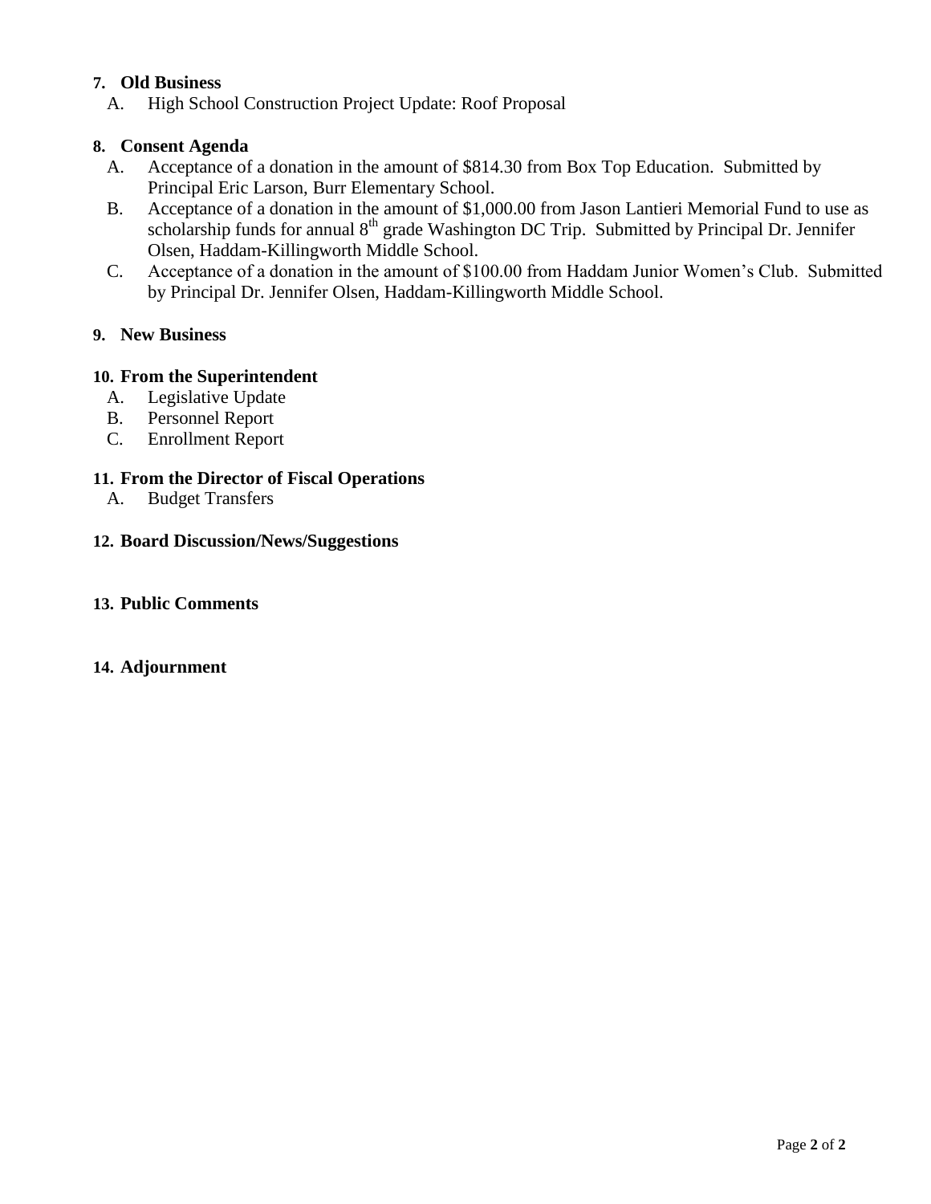**7. Old Business**

A. High School Construction Project Update: Roof Proposal

**8. Consent Agenda**

A. Acceptance of a donation in the amount of $814.30 from Box Top Education. Submitted by Principal Eric Larson, Burr Elementary School.

B. Acceptance of a donation in the amount of $1,000.00 from Jason Lantieri Memorial Fund to use as scholarship funds for annual 8th grade Washington DC Trip. Submitted by Principal Dr. Jennifer Olsen, Haddam-Killingworth Middle School.

C. Acceptance of a donation in the amount of $100.00 from Haddam Junior Women's Club. Submitted by Principal Dr. Jennifer Olsen, Haddam-Killingworth Middle School.

**9. New Business**

**10. From the Superintendent**

A. Legislative Update

B. Personnel Report

C. Enrollment Report

**11. From the Director of Fiscal Operations**

A. Budget Transfers

**12. Board Discussion/News/Suggestions**

**13. Public Comments**

**14. Adjournment**